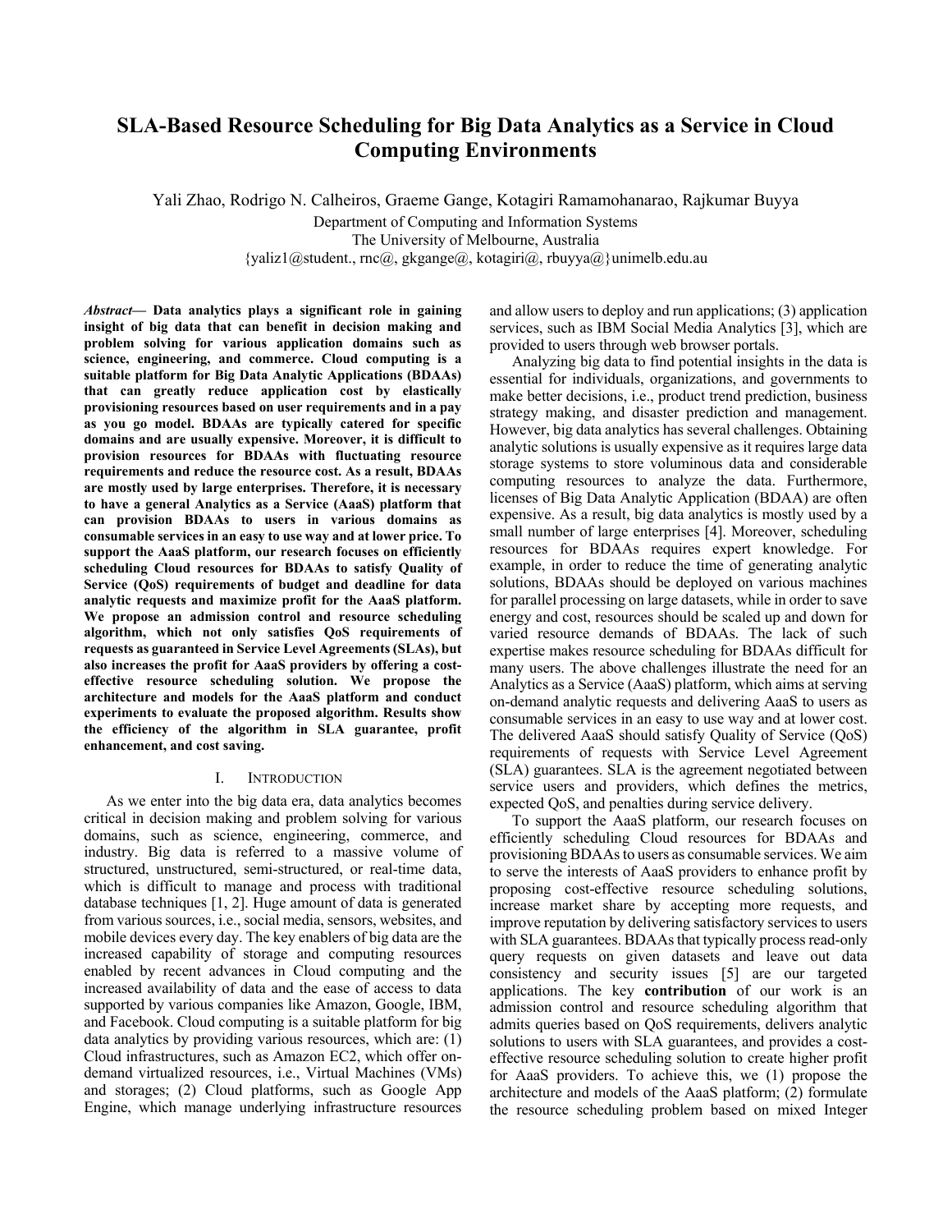# SLA-Based Resource Scheduling for Big Data Analytics as a Service in Cloud Computing Environments

Yali Zhao, Rodrigo N. Calheiros, Graeme Gange, Kotagiri Ramamohanarao, Rajkumar Buyya

Department of Computing and Information Systems
The University of Melbourne, Australia
{yaliz1@student., rnc@, gkgange@, kotagiri@, rbuyya@}unimelb.edu.au

***Abstract*— Data analytics plays a significant role in gaining insight of big data that can benefit in decision making and problem solving for various application domains such as science, engineering, and commerce. Cloud computing is a suitable platform for Big Data Analytic Applications (BDAAs) that can greatly reduce application cost by elastically provisioning resources based on user requirements and in a pay as you go model. BDAAs are typically catered for specific domains and are usually expensive. Moreover, it is difficult to provision resources for BDAAs with fluctuating resource requirements and reduce the resource cost. As a result, BDAAs are mostly used by large enterprises. Therefore, it is necessary to have a general Analytics as a Service (AaaS) platform that can provision BDAAs to users in various domains as consumable services in an easy to use way and at lower price. To support the AaaS platform, our research focuses on efficiently scheduling Cloud resources for BDAAs to satisfy Quality of Service (QoS) requirements of budget and deadline for data analytic requests and maximize profit for the AaaS platform. We propose an admission control and resource scheduling algorithm, which not only satisfies QoS requirements of requests as guaranteed in Service Level Agreements (SLAs), but also increases the profit for AaaS providers by offering a cost-effective resource scheduling solution. We propose the architecture and models for the AaaS platform and conduct experiments to evaluate the proposed algorithm. Results show the efficiency of the algorithm in SLA guarantee, profit enhancement, and cost saving.**

## I. Introduction

As we enter into the big data era, data analytics becomes critical in decision making and problem solving for various domains, such as science, engineering, commerce, and industry. Big data is referred to a massive volume of structured, unstructured, semi-structured, or real-time data, which is difficult to manage and process with traditional database techniques [1, 2]. Huge amount of data is generated from various sources, i.e., social media, sensors, websites, and mobile devices every day. The key enablers of big data are the increased capability of storage and computing resources enabled by recent advances in Cloud computing and the increased availability of data and the ease of access to data supported by various companies like Amazon, Google, IBM, and Facebook. Cloud computing is a suitable platform for big data analytics by providing various resources, which are: (1) Cloud infrastructures, such as Amazon EC2, which offer on-demand virtualized resources, i.e., Virtual Machines (VMs) and storages; (2) Cloud platforms, such as Google App Engine, which manage underlying infrastructure resources and allow users to deploy and run applications; (3) application services, such as IBM Social Media Analytics [3], which are provided to users through web browser portals.

Analyzing big data to find potential insights in the data is essential for individuals, organizations, and governments to make better decisions, i.e., product trend prediction, business strategy making, and disaster prediction and management. However, big data analytics has several challenges. Obtaining analytic solutions is usually expensive as it requires large data storage systems to store voluminous data and considerable computing resources to analyze the data. Furthermore, licenses of Big Data Analytic Application (BDAA) are often expensive. As a result, big data analytics is mostly used by a small number of large enterprises [4]. Moreover, scheduling resources for BDAAs requires expert knowledge. For example, in order to reduce the time of generating analytic solutions, BDAAs should be deployed on various machines for parallel processing on large datasets, while in order to save energy and cost, resources should be scaled up and down for varied resource demands of BDAAs. The lack of such expertise makes resource scheduling for BDAAs difficult for many users. The above challenges illustrate the need for an Analytics as a Service (AaaS) platform, which aims at serving on-demand analytic requests and delivering AaaS to users as consumable services in an easy to use way and at lower cost. The delivered AaaS should satisfy Quality of Service (QoS) requirements of requests with Service Level Agreement (SLA) guarantees. SLA is the agreement negotiated between service users and providers, which defines the metrics, expected QoS, and penalties during service delivery.

To support the AaaS platform, our research focuses on efficiently scheduling Cloud resources for BDAAs and provisioning BDAAs to users as consumable services. We aim to serve the interests of AaaS providers to enhance profit by proposing cost-effective resource scheduling solutions, increase market share by accepting more requests, and improve reputation by delivering satisfactory services to users with SLA guarantees. BDAAs that typically process read-only query requests on given datasets and leave out data consistency and security issues [5] are our targeted applications. The key **contribution** of our work is an admission control and resource scheduling algorithm that admits queries based on QoS requirements, delivers analytic solutions to users with SLA guarantees, and provides a cost-effective resource scheduling solution to create higher profit for AaaS providers. To achieve this, we (1) propose the architecture and models of the AaaS platform; (2) formulate the resource scheduling problem based on mixed Integer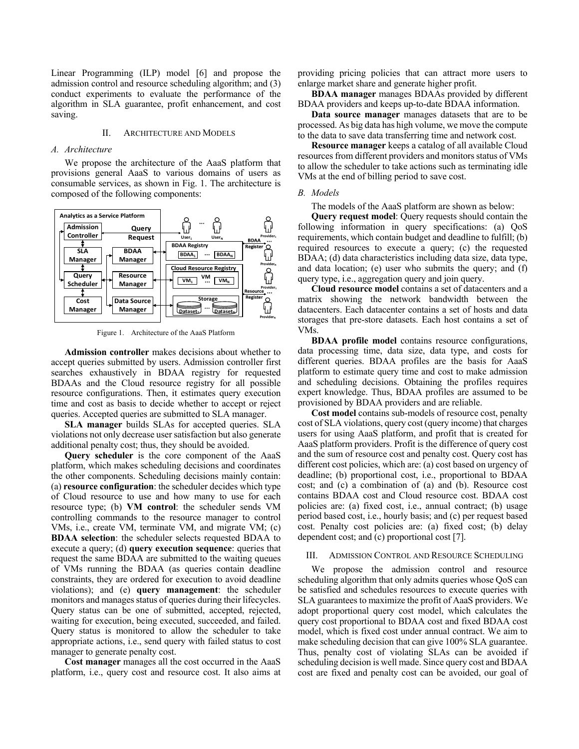Linear Programming (ILP) model [6] and propose the admission control and resource scheduling algorithm; and (3) conduct experiments to evaluate the performance of the algorithm in SLA guarantee, profit enhancement, and cost saving.

## II. Architecture and Models

### A. Architecture

We propose the architecture of the AaaS platform that provisions general AaaS to various domains of users as consumable services, as shown in Fig. 1. The architecture is composed of the following components:

Figure 1. Architecture of the AaaS Platform

**Admission controller** makes decisions about whether to accept queries submitted by users. Admission controller first searches exhaustively in BDAA registry for requested BDAAs and the Cloud resource registry for all possible resource configurations. Then, it estimates query execution time and cost as basis to decide whether to accept or reject queries. Accepted queries are submitted to SLA manager.

**SLA manager** builds SLAs for accepted queries. SLA violations not only decrease user satisfaction but also generate additional penalty cost; thus, they should be avoided.

**Query scheduler** is the core component of the AaaS platform, which makes scheduling decisions and coordinates the other components. Scheduling decisions mainly contain: (a) **resource configuration**: the scheduler decides which type of Cloud resource to use and how many to use for each resource type; (b) **VM control**: the scheduler sends VM controlling commands to the resource manager to control VMs, i.e., create VM, terminate VM, and migrate VM; (c) **BDAA selection**: the scheduler selects requested BDAA to execute a query; (d) **query execution sequence**: queries that request the same BDAA are submitted to the waiting queues of VMs running the BDAA (as queries contain deadline constraints, they are ordered for execution to avoid deadline violations); and (e) **query management**: the scheduler monitors and manages status of queries during their lifecycles. Query status can be one of submitted, accepted, rejected, waiting for execution, being executed, succeeded, and failed. Query status is monitored to allow the scheduler to take appropriate actions, i.e., send query with failed status to cost manager to generate penalty cost.

**Cost manager** manages all the cost occurred in the AaaS platform, i.e., query cost and resource cost. It also aims at providing pricing policies that can attract more users to enlarge market share and generate higher profit.

**BDAA manager** manages BDAAs provided by different BDAA providers and keeps up-to-date BDAA information.

**Data source manager** manages datasets that are to be processed. As big data has high volume, we move the compute to the data to save data transferring time and network cost.

**Resource manager** keeps a catalog of all available Cloud resources from different providers and monitors status of VMs to allow the scheduler to take actions such as terminating idle VMs at the end of billing period to save cost.

### B. Models

The models of the AaaS platform are shown as below:

**Query request model**: Query requests should contain the following information in query specifications: (a) QoS requirements, which contain budget and deadline to fulfill; (b) required resources to execute a query; (c) the requested BDAA; (d) data characteristics including data size, data type, and data location; (e) user who submits the query; and (f) query type, i.e., aggregation query and join query.

**Cloud resource model** contains a set of datacenters and a matrix showing the network bandwidth between the datacenters. Each datacenter contains a set of hosts and data storages that pre-store datasets. Each host contains a set of VMs.

**BDAA profile model** contains resource configurations, data processing time, data size, data type, and costs for different queries. BDAA profiles are the basis for AaaS platform to estimate query time and cost to make admission and scheduling decisions. Obtaining the profiles requires expert knowledge. Thus, BDAA profiles are assumed to be provisioned by BDAA providers and are reliable.

**Cost model** contains sub-models of resource cost, penalty cost of SLA violations, query cost (query income) that charges users for using AaaS platform, and profit that is created for AaaS platform providers. Profit is the difference of query cost and the sum of resource cost and penalty cost. Query cost has different cost policies, which are: (a) cost based on urgency of deadline; (b) proportional cost, i.e., proportional to BDAA cost; and (c) a combination of (a) and (b). Resource cost contains BDAA cost and Cloud resource cost. BDAA cost policies are: (a) fixed cost, i.e., annual contract; (b) usage period based cost, i.e., hourly basis; and (c) per request based cost. Penalty cost policies are: (a) fixed cost; (b) delay dependent cost; and (c) proportional cost [7].

## III. Admission Control and Resource Scheduling

We propose the admission control and resource scheduling algorithm that only admits queries whose QoS can be satisfied and schedules resources to execute queries with SLA guarantees to maximize the profit of AaaS providers. We adopt proportional query cost model, which calculates the query cost proportional to BDAA cost and fixed BDAA cost model, which is fixed cost under annual contract. We aim to make scheduling decision that can give 100% SLA guarantee. Thus, penalty cost of violating SLAs can be avoided if scheduling decision is well made. Since query cost and BDAA cost are fixed and penalty cost can be avoided, our goal of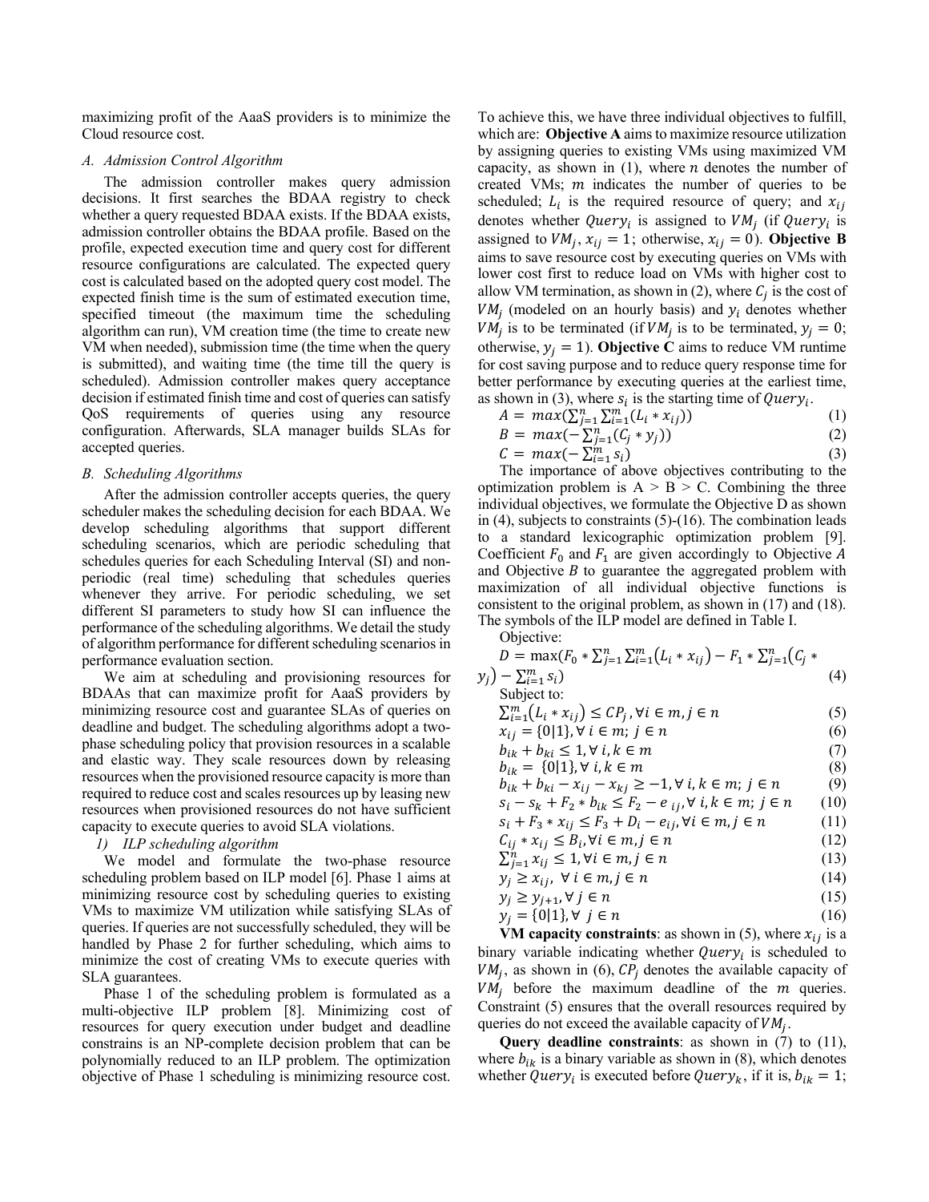maximizing profit of the AaaS providers is to minimize the Cloud resource cost.

### A. Admission Control Algorithm

The admission controller makes query admission decisions. It first searches the BDAA registry to check whether a query requested BDAA exists. If the BDAA exists, admission controller obtains the BDAA profile. Based on the profile, expected execution time and query cost for different resource configurations are calculated. The expected query cost is calculated based on the sum of estimated execution time, specified timeout (the maximum time the scheduling algorithm can run), VM creation time (the time to create new VM when needed), submission time (the time when the query is submitted), and waiting time (the time till the query is scheduled). Admission controller makes query acceptance decision if estimated finish time and cost of queries can satisfy QoS requirements of queries using any resource configuration. Afterwards, SLA manager builds SLAs for accepted queries.

### B. Scheduling Algorithms

After the admission controller accepts queries, the query scheduler makes the scheduling decision for each BDAA. We develop scheduling algorithms that support different scheduling scenarios, which are periodic scheduling that schedules queries for each Scheduling Interval (SI) and non-periodic (real time) scheduling that schedules queries whenever they arrive. For periodic scheduling, we set different SI parameters to study how SI can influence the performance of the scheduling algorithms. We detail the study of algorithm performance for different scheduling scenarios in performance evaluation section.

We aim at scheduling and provisioning resources for BDAAs that can maximize profit for AaaS providers by minimizing resource cost and guarantee SLAs of queries on deadline and budget. The scheduling algorithms adopt a two-phase scheduling policy that provision resources in a scalable and elastic way. They scale resources down by releasing resources when the provisioned resource capacity is more than required to reduce cost and scales resources up by leasing new resources when provisioned resources do not have sufficient capacity to execute queries to avoid SLA violations.

#### 1) ILP scheduling algorithm

We model and formulate the two-phase resource scheduling problem based on ILP model [6]. Phase 1 aims at minimizing resource cost by scheduling queries to existing VMs to maximize VM utilization while satisfying SLAs of queries. If queries are not successfully scheduled, they will be handled by Phase 2 for further scheduling, which aims to minimize the cost of creating VMs to execute queries with SLA guarantees.

Phase 1 of the scheduling problem is formulated as a multi-objective ILP problem [8]. Minimizing cost of resources for query execution under budget and deadline constrains is an NP-complete decision problem that can be polynomially reduced to an ILP problem. The optimization objective of Phase 1 scheduling is minimizing resource cost. To achieve this, we have three individual objectives to fulfill, which are: **Objective A** aims to maximize resource utilization by assigning queries to existing VMs using maximized VM capacity, as shown in (1), where $n$ denotes the number of created VMs; $m$ indicates the number of queries to be scheduled; $L_i$ is the required resource of query; and $x_{ij}$ denotes whether $Query_i$ is assigned to $VM_j$ (if $Query_i$ is assigned to $VM_j$, $x_{ij} = 1$; otherwise, $x_{ij} = 0$). **Objective B** aims to save resource cost by executing queries on VMs with lower cost first to reduce load on VMs with higher cost to allow VM termination, as shown in (2), where $C_j$ is the cost of $VM_j$ (modeled on an hourly basis) and $y_i$ denotes whether $VM_j$ is to be terminated (if $VM_j$ is to be terminated, $y_j = 0$; otherwise, $y_j = 1$). **Objective C** aims to reduce VM runtime for cost saving purpose and to reduce query response time for better performance by executing queries at the earliest time, as shown in (3), where $s_i$ is the starting time of $Query_i$.

$$A = max(\sum_{j=1}^{n}\sum_{i=1}^{m}(L_i * x_{ij})) \quad (1)$$

$$B = max(-\sum_{j=1}^{n}(C_j * y_j)) \quad (2)$$

$$C = max(-\sum_{i=1}^{m} s_i) \quad (3)$$

The importance of above objectives contributing to the optimization problem is A > B > C. Combining the three individual objectives, we formulate the Objective D as shown in (4), subjects to constraints (5)-(16). The combination leads to a standard lexicographic optimization problem [9]. Coefficient $F_0$ and $F_1$ are given accordingly to Objective $A$ and Objective $B$ to guarantee the aggregated problem with maximization of all individual objective functions is consistent to the original problem, as shown in (17) and (18). The symbols of the ILP model are defined in Table I.

Objective:

$$D = \max(F_0 * \sum_{j=1}^{n}\sum_{i=1}^{m}(L_i * x_{ij}) - F_1 * \sum_{j=1}^{n}(C_j * y_j) - \sum_{i=1}^{m} s_i) \quad (4)$$

Subject to:

$$\sum_{i=1}^{m}(L_i * x_{ij}) \leq CP_j, \forall i \in m, j \in n \quad (5)$$

$$x_{ij} = \{0|1\}, \forall\, i \in m;\ j \in n \quad (6)$$

$$b_{ik} + b_{ki} \leq 1, \forall\, i, k \in m \quad (7)$$

$$b_{ik} = \{0|1\}, \forall\, i, k \in m \quad (8)$$

$$b_{ik} + b_{ki} - x_{ij} - x_{kj} \geq -1, \forall\, i, k \in m;\ j \in n \quad (9)$$

$$s_i - s_k + F_2 * b_{ik} \leq F_2 - e_{ij}, \forall\, i, k \in m;\ j \in n \quad (10)$$

$$s_i + F_3 * x_{ij} \leq F_3 + D_i - e_{ij}, \forall i \in m, j \in n \quad (11)$$

$$C_{ij} * x_{ij} \leq B_i, \forall i \in m, j \in n \quad (12)$$

$$\sum_{j=1}^{n} x_{ij} \leq 1, \forall i \in m, j \in n \quad (13)$$

$$y_j \geq x_{ij},\ \forall\, i \in m, j \in n \quad (14)$$

$$y_j \geq y_{j+1}, \forall\, j \in n \quad (15)$$

$$y_j = \{0|1\}, \forall\ j \in n \quad (16)$$

**VM capacity constraints**: as shown in (5), where $x_{ij}$ is a binary variable indicating whether $Query_i$ is scheduled to $VM_j$, as shown in (6), $CP_j$ denotes the available capacity of $VM_j$ before the maximum deadline of the $m$ queries. Constraint (5) ensures that the overall resources required by queries do not exceed the available capacity of $VM_j$.

**Query deadline constraints**: as shown in (7) to (11), where $b_{ik}$ is a binary variable as shown in (8), which denotes whether $Query_i$ is executed before $Query_k$, if it is, $b_{ik} = 1$;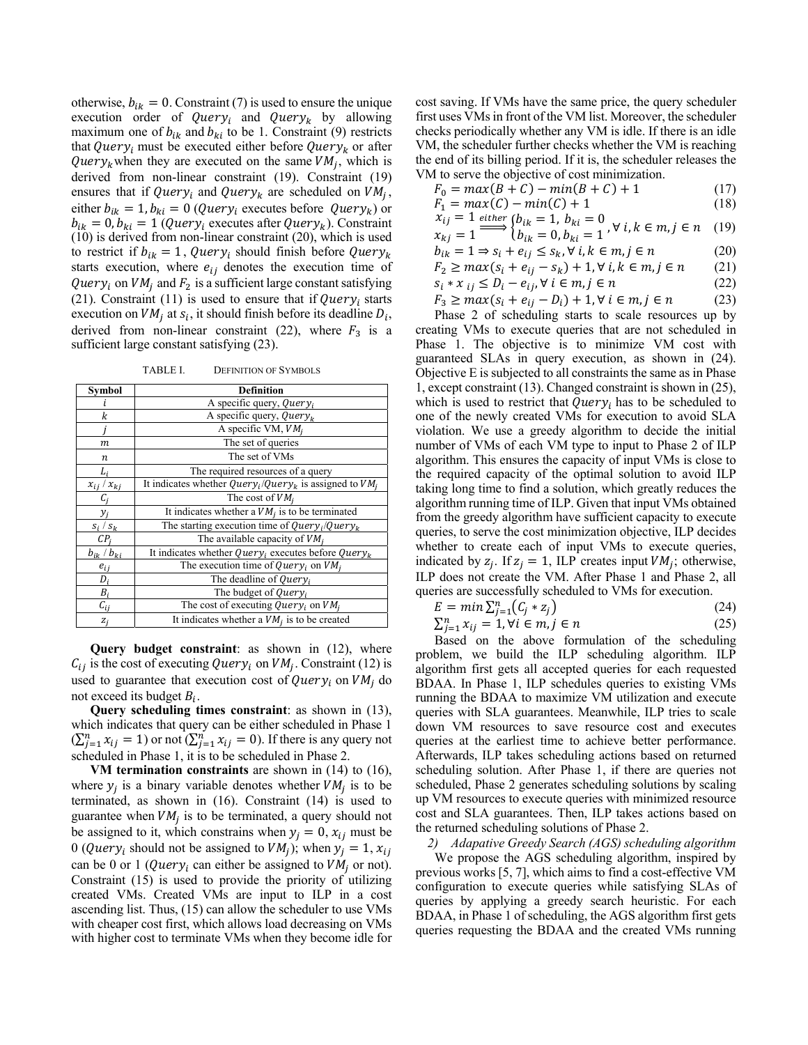otherwise, $b_{ik} = 0$. Constraint (7) is used to ensure the unique execution order of $Query_i$ and $Query_k$ by allowing maximum one of $b_{ik}$ and $b_{ki}$ to be 1. Constraint (9) restricts that $Query_i$ must be executed either before $Query_k$ or after $Query_k$ when they are executed on the same $VM_j$, which is derived from non-linear constraint (19). Constraint (19) ensures that if $Query_i$ and $Query_k$ are scheduled on $VM_j$, either $b_{ik} = 1, b_{ki} = 0$ ($Query_i$ executes before $Query_k$) or $b_{ik} = 0, b_{ki} = 1$ ($Query_i$ executes after $Query_k$). Constraint (10) is derived from non-linear constraint (20), which is used to restrict if $b_{ik} = 1$, $Query_i$ should finish before $Query_k$ starts execution, where $e_{ij}$ denotes the execution time of $Query_i$ on $VM_j$ and $F_2$ is a sufficient large constant satisfying (21). Constraint (11) is used to ensure that if $Query_i$ starts execution on $VM_j$ at $s_i$, it should finish before its deadline $D_i$, derived from non-linear constraint (22), where $F_3$ is a sufficient large constant satisfying (23).

TABLE I. DEFINITION OF SYMBOLS

| Symbol | Definition |
| --- | --- |
| $i$ | A specific query, $Query_i$ |
| $k$ | A specific query, $Query_k$ |
| $j$ | A specific VM, $VM_j$ |
| $m$ | The set of queries |
| $n$ | The set of VMs |
| $L_i$ | The required resources of a query |
| $x_{ij}$ / $x_{kj}$ | It indicates whether $Query_i$/$Query_k$ is assigned to $VM_j$ |
| $C_j$ | The cost of $VM_j$ |
| $y_j$ | It indicates whether a $VM_j$ is to be terminated |
| $s_i$ / $s_k$ | The starting execution time of $Query_i$/$Query_k$ |
| $CP_j$ | The available capacity of $VM_j$ |
| $b_{ik}$ / $b_{ki}$ | It indicates whether $Query_i$ executes before $Query_k$ |
| $e_{ij}$ | The execution time of $Query_i$ on $VM_j$ |
| $D_i$ | The deadline of $Query_i$ |
| $B_i$ | The budget of $Query_i$ |
| $C_{ij}$ | The cost of executing $Query_i$ on $VM_j$ |
| $z_j$ | It indicates whether a $VM_j$ is to be created |

**Query budget constraint**: as shown in (12), where $C_{ij}$ is the cost of executing $Query_i$ on $VM_j$. Constraint (12) is used to guarantee that execution cost of $Query_i$ on $VM_j$ do not exceed its budget $B_i$.

**Query scheduling times constraint**: as shown in (13), which indicates that query can be either scheduled in Phase 1 ($\sum_{j=1}^{n} x_{ij} = 1$) or not ($\sum_{j=1}^{n} x_{ij} = 0$). If there is any query not scheduled in Phase 1, it is to be scheduled in Phase 2.

**VM termination constraints** are shown in (14) to (16), where $y_j$ is a binary variable denotes whether $VM_j$ is to be terminated, as shown in (16). Constraint (14) is used to guarantee when $VM_j$ is to be terminated, a query should not be assigned to it, which constrains when $y_j = 0$, $x_{ij}$ must be 0 ($Query_i$ should not be assigned to $VM_j$); when $y_j = 1$, $x_{ij}$ can be 0 or 1 ($Query_i$ can either be assigned to $VM_j$ or not). Constraint (15) is used to provide the priority of utilizing created VMs. Created VMs are input to ILP in a cost ascending list. Thus, (15) can allow the scheduler to use VMs with cheaper cost first, which allows load decreasing on VMs with higher cost to terminate VMs when they become idle for cost saving. If VMs have the same price, the query scheduler first uses VMs in front of the VM list. Moreover, the scheduler checks periodically whether any VM is idle. If there is an idle VM, the scheduler further checks whether the VM is reaching the end of its billing period. If it is, the scheduler releases the VM to serve the objective of cost minimization.

$$F_0 = max(B + C) - min(B + C) + 1 \tag{17}$$

$$F_1 = max(C) - min(C) + 1 \tag{18}$$

$$\begin{matrix} x_{ij} = 1 \\ x_{kj} = 1 \end{matrix} \overset{either}{\Longrightarrow} \begin{cases} b_{ik} = 1,\ b_{ki} = 0 \\ b_{ik} = 0, b_{ki} = 1 \end{cases}, \forall\, i, k \in m, j \in n \tag{19}$$

$$b_{ik} = 1 \Rightarrow s_i + e_{ij} \le s_k, \forall\, i, k \in m, j \in n \tag{20}$$

$$F_2 \ge max(s_i + e_{ij} - s_k) + 1, \forall\, i, k \in m, j \in n \tag{21}$$

$$s_i * x_{ij} \le D_i - e_{ij}, \forall\, i \in m, j \in n \tag{22}$$

$$F_3 \ge max(s_i + e_{ij} - D_i) + 1, \forall\, i \in m, j \in n \tag{23}$$

Phase 2 of scheduling starts to scale resources up by creating VMs to execute queries that are not scheduled in Phase 1. The objective is to minimize VM cost with guaranteed SLAs in query execution, as shown in (24). Objective E is subjected to all constraints the same as in Phase 1, except constraint (13). Changed constraint is shown in (25), which is used to restrict that $Query_i$ has to be scheduled to one of the newly created VMs for execution to avoid SLA violation. We use a greedy algorithm to decide the initial number of VMs of each VM type to input to Phase 2 of ILP algorithm. This ensures the capacity of input VMs is close to the required capacity of the optimal solution to avoid ILP taking long time to find a solution, which greatly reduces the algorithm running time of ILP. Given that input VMs obtained from the greedy algorithm have sufficient capacity to execute queries, to serve the cost minimization objective, ILP decides whether to create each of input VMs to execute queries, indicated by $z_j$. If $z_j = 1$, ILP creates input $VM_j$; otherwise, ILP does not create the VM. After Phase 1 and Phase 2, all queries are successfully scheduled to VMs for execution.

$$E = min \sum_{j=1}^{n} (C_j * z_j) \tag{24}$$

$$\sum_{j=1}^{n} x_{ij} = 1, \forall i \in m, j \in n \tag{25}$$

Based on the above formulation of the scheduling problem, we build the ILP scheduling algorithm. ILP algorithm first gets all accepted queries for each requested BDAA. In Phase 1, ILP schedules queries to existing VMs running the BDAA to maximize VM utilization and execute queries with SLA guarantees. Meanwhile, ILP tries to scale down VM resources to save resource cost and executes queries at the earliest time to achieve better performance. Afterwards, ILP takes scheduling actions based on returned scheduling solution. After Phase 1, if there are queries not scheduled, Phase 2 generates scheduling solutions by scaling up VM resources to execute queries with minimized resource cost and SLA guarantees. Then, ILP takes actions based on the returned scheduling solutions of Phase 2.

*2) Adapative Greedy Search (AGS) scheduling algorithm*

We propose the AGS scheduling algorithm, inspired by previous works [5, 7], which aims to find a cost-effective VM configuration to execute queries while satisfying SLAs of queries by applying a greedy search heuristic. For each BDAA, in Phase 1 of scheduling, the AGS algorithm first gets queries requesting the BDAA and the created VMs running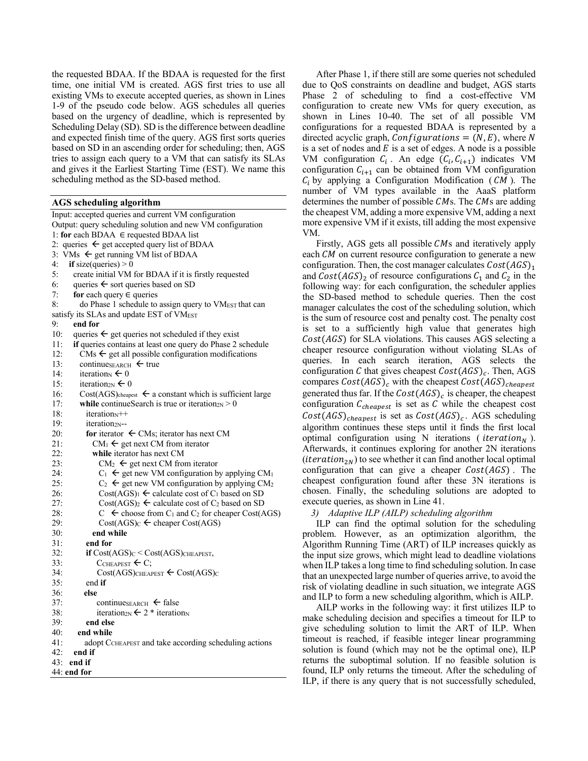the requested BDAA. If the BDAA is requested for the first time, one initial VM is created. AGS first tries to use all existing VMs to execute accepted queries, as shown in Lines 1-9 of the pseudo code below. AGS schedules all queries based on the urgency of deadline, which is represented by Scheduling Delay (SD). SD is the difference between deadline and expected finish time of the query. AGS first sorts queries based on SD in an ascending order for scheduling; then, AGS tries to assign each query to a VM that can satisfy its SLAs and gives it the Earliest Starting Time (EST). We name this scheduling method as the SD-based method.

**AGS scheduling algorithm**

```
Input: accepted queries and current VM configuration
Output: query scheduling solution and new VM configuration
1: for each BDAA ∈ requested BDAA list
2:   queries ← get accepted query list of BDAA
3:   VMs ← get running VM list of BDAA
4:   if size(queries) > 0
5:     create initial VM for BDAA if it is firstly requested
6:     queries ← sort queries based on SD
7:     for each query ∈ queries
8:       do Phase 1 schedule to assign query to VM_EST that can satisfy its SLAs and update EST of VM_EST
9:     end for
10:    queries ← get queries not scheduled if they exist
11:    if queries contains at least one query do Phase 2 schedule
12:      CMs ← get all possible configuration modifications
13:      continue_SEARCH ← true
14:      iteration_N ← 0
15:      iteration_2N ← 0
16:      Cost(AGS)_cheapest ← a constant which is sufficient large
17:      while continueSearch is true or iteration_2N > 0
18:        iteration_N++
19:        iteration_2N--
20:        for iterator ← CMs; iterator has next CM
21:          CM_1 ← get next CM from iterator
22:          while iterator has next CM
23:            CM_2 ← get next CM from iterator
24:            C_1 ← get new VM configuration by applying CM_1
25:            C_2 ← get new VM configuration by applying CM_2
26:            Cost(AGS)_1 ← calculate cost of C_1 based on SD
27:            Cost(AGS)_2 ← calculate cost of C_2 based on SD
28:            C ← choose from C_1 and C_2 for cheaper Cost(AGS)
29:            Cost(AGS)_C ← cheaper Cost(AGS)
30:          end while
31:        end for
32:        if Cost(AGS)_C < Cost(AGS)_CHEAPEST,
33:          C_CHEAPEST ← C;
34:          Cost(AGS)_CHEAPEST ← Cost(AGS)_C
35:        end if
36:        else
37:          continue_SEARCH ← false
38:          iteration_2N ← 2 * iteration_N
39:        end else
40:      end while
41:      adopt C_CHEAPEST and take according scheduling actions
42:    end if
43:  end if
44: end for
```

After Phase 1, if there still are some queries not scheduled due to QoS constraints on deadline and budget, AGS starts Phase 2 of scheduling to find a cost-effective VM configuration to create new VMs for query execution, as shown in Lines 10-40. The set of all possible VM configurations for a requested BDAA is represented by a directed acyclic graph, $Configurations = (N, E)$, where $N$ is a set of nodes and $E$ is a set of edges. A node is a possible VM configuration $C_i$. An edge $(C_i, C_{i+1})$ indicates VM configuration $C_{i+1}$ can be obtained from VM configuration $C_i$ by applying a Configuration Modification ($CM$). The number of VM types available in the AaaS platform determines the number of possible $CM$s. The $CM$s are adding the cheapest VM, adding a more expensive VM, adding a next more expensive VM if it exists, till adding the most expensive VM.

Firstly, AGS gets all possible $CMs$ and iteratively apply each $CM$ on current resource configuration to generate a new configuration. Then, the cost manager calculates $Cost(AGS)_1$ and $Cost(AGS)_2$ of resource configurations $C_1$ and $C_2$ in the following way: for each configuration, the scheduler applies the SD-based method to schedule queries. Then the cost manager calculates the cost of the scheduling solution, which is the sum of resource cost and penalty cost. The penalty cost is set to a sufficiently high value that generates high $Cost(AGS)$ for SLA violations. This causes AGS selecting a cheaper resource configuration without violating SLAs of queries. In each search iteration, AGS selects the configuration $C$ that gives cheapest $Cost(AGS)_c$. Then, AGS compares $Cost(AGS)_c$ with the cheapest $Cost(AGS)_{cheapest}$ generated thus far. If the $Cost(AGS)_c$ is cheaper, the cheapest configuration $C_{cheapest}$ is set as $C$ while the cheapest cost $Cost(AGS)_{cheapest}$ is set as $Cost(AGS)_c$. AGS scheduling algorithm continues these steps until it finds the first local optimal configuration using N iterations ($iteration_N$). Afterwards, it continues exploring for another 2N iterations ($iteration_{2N}$) to see whether it can find another local optimal configuration that can give a cheaper $Cost(AGS)$. The cheapest configuration found after these 3N iterations is chosen. Finally, the scheduling solutions are adopted to execute queries, as shown in Line 41.

### 3) Adaptive ILP (AILP) scheduling algorithm

ILP can find the optimal solution for the scheduling problem. However, as an optimization algorithm, the Algorithm Running Time (ART) of ILP increases quickly as the input size grows, which might lead to deadline violations when ILP takes a long time to find scheduling solution. In case that an unexpected large number of queries arrive, to avoid the risk of violating deadline in such situation, we integrate AGS and ILP to form a new scheduling algorithm, which is AILP.

AILP works in the following way: it first utilizes ILP to make scheduling decision and specifies a timeout for ILP to give scheduling solution to limit the ART of ILP. When timeout is reached, if feasible integer linear programming solution is found (which may not be the optimal one), ILP returns the suboptimal solution. If no feasible solution is found, ILP only returns the timeout. After the scheduling of ILP, if there is any query that is not successfully scheduled,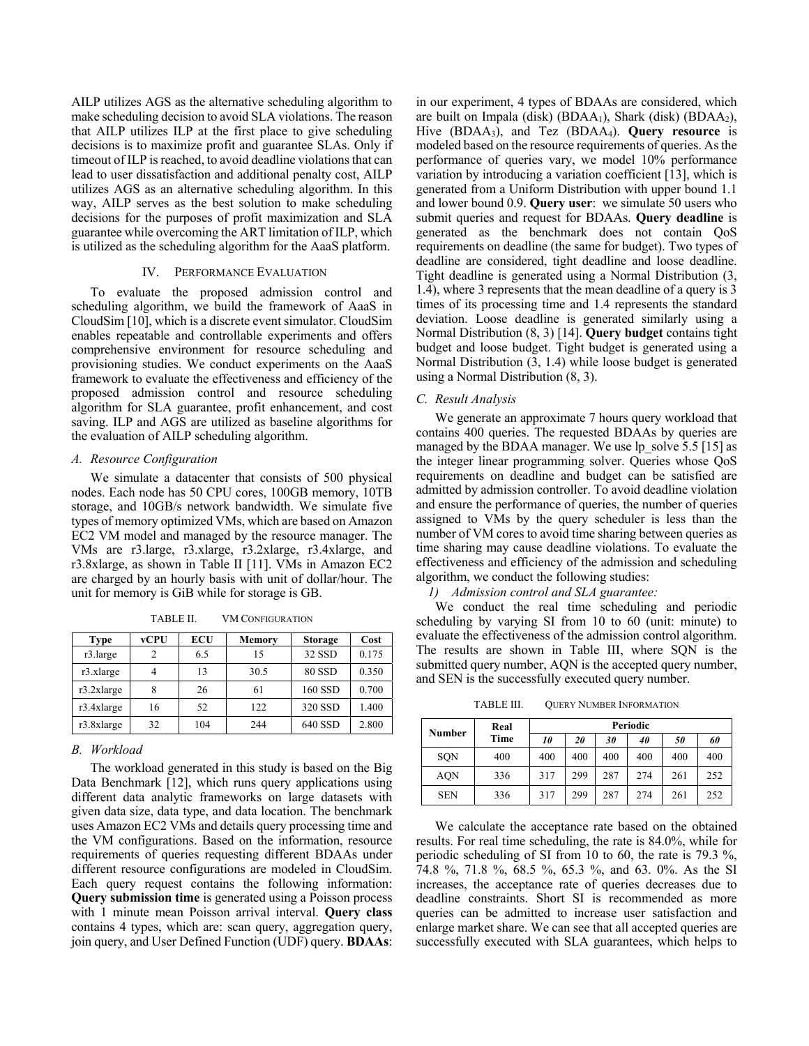AILP utilizes AGS as the alternative scheduling algorithm to make scheduling decision to avoid SLA violations. The reason that AILP utilizes ILP at the first place to give scheduling decisions is to maximize profit and guarantee SLAs. Only if timeout of ILP is reached, to avoid deadline violations that can lead to user dissatisfaction and additional penalty cost, AILP utilizes AGS as an alternative scheduling algorithm. In this way, AILP serves as the best solution to make scheduling decisions for the purposes of profit maximization and SLA guarantee while overcoming the ART limitation of ILP, which is utilized as the scheduling algorithm for the AaaS platform.

## IV. Performance Evaluation

To evaluate the proposed admission control and scheduling algorithm, we build the framework of AaaS in CloudSim [10], which is a discrete event simulator. CloudSim enables repeatable and controllable experiments and offers comprehensive environment for resource scheduling and provisioning studies. We conduct experiments on the AaaS framework to evaluate the effectiveness and efficiency of the proposed admission control and resource scheduling algorithm for SLA guarantee, profit enhancement, and cost saving. ILP and AGS are utilized as baseline algorithms for the evaluation of AILP scheduling algorithm.

### *A. Resource Configuration*

We simulate a datacenter that consists of 500 physical nodes. Each node has 50 CPU cores, 100GB memory, 10TB storage, and 10GB/s network bandwidth. We simulate five types of memory optimized VMs, which are based on Amazon EC2 VM model and managed by the resource manager. The VMs are r3.large, r3.xlarge, r3.2xlarge, r3.4xlarge, and r3.8xlarge, as shown in Table II [11]. VMs in Amazon EC2 are charged by an hourly basis with unit of dollar/hour. The unit for memory is GiB while for storage is GB.

TABLE II. VM Configuration

| Type | vCPU | ECU | Memory | Storage | Cost |
|---|---|---|---|---|---|
| r3.large | 2 | 6.5 | 15 | 32 SSD | 0.175 |
| r3.xlarge | 4 | 13 | 30.5 | 80 SSD | 0.350 |
| r3.2xlarge | 8 | 26 | 61 | 160 SSD | 0.700 |
| r3.4xlarge | 16 | 52 | 122 | 320 SSD | 1.400 |
| r3.8xlarge | 32 | 104 | 244 | 640 SSD | 2.800 |

### *B. Workload*

The workload generated in this study is based on the Big Data Benchmark [12], which runs query applications using different data analytic frameworks on large datasets with given data size, data type, and data location. The benchmark uses Amazon EC2 VMs and details query processing time and the VM configurations. Based on the information, resource requirements of queries requesting different BDAAs under different resource configurations are modeled in CloudSim. Each query request contains the following information: **Query submission time** is generated using a Poisson process with 1 minute mean Poisson arrival interval. **Query class** contains 4 types, which are: scan query, aggregation query, join query, and User Defined Function (UDF) query. **BDAAs**: in our experiment, 4 types of BDAAs are considered, which are built on Impala (disk) ($BDAA_1$), Shark (disk) ($BDAA_2$), Hive ($BDAA_3$), and Tez ($BDAA_4$). **Query resource** is modeled based on the resource requirements of queries. As the performance of queries vary, we model 10% performance variation by introducing a variation coefficient [13], which is generated from a Uniform Distribution with upper bound 1.1 and lower bound 0.9. **Query user**: we simulate 50 users who submit queries and request for BDAAs. **Query deadline** is generated as the benchmark does not contain QoS requirements on deadline (the same for budget). Two types of deadline are considered, tight deadline and loose deadline. Tight deadline is generated using a Normal Distribution (3, 1.4), where 3 represents that the mean deadline of a query is 3 times of its processing time and 1.4 represents the standard deviation. Loose deadline is generated similarly using a Normal Distribution (8, 3) [14]. **Query budget** contains tight budget and loose budget. Tight budget is generated using a Normal Distribution (3, 1.4) while loose budget is generated using a Normal Distribution (8, 3).

### *C. Result Analysis*

We generate an approximate 7 hours query workload that contains 400 queries. The requested BDAAs by queries are managed by the BDAA manager. We use lp_solve 5.5 [15] as the integer linear programming solver. Queries whose QoS requirements on deadline and budget can be satisfied are admitted by admission controller. To avoid deadline violation and ensure the performance of queries, the number of queries assigned to VMs by the query scheduler is less than the number of VM cores to avoid time sharing between queries as time sharing may cause deadline violations. To evaluate the effectiveness and efficiency of the admission and scheduling algorithm, we conduct the following studies:

*1) Admission control and SLA guarantee:*

We conduct the real time scheduling and periodic scheduling by varying SI from 10 to 60 (unit: minute) to evaluate the effectiveness of the admission control algorithm. The results are shown in Table III, where SQN is the submitted query number, AQN is the accepted query number, and SEN is the successfully executed query number.

TABLE III. Query Number Information

| Number | Real Time | Periodic | | | | | |
|---|---|---|---|---|---|---|---|
| | | *10* | *20* | *30* | *40* | *50* | *60* |
| SQN | 400 | 400 | 400 | 400 | 400 | 400 | 400 |
| AQN | 336 | 317 | 299 | 287 | 274 | 261 | 252 |
| SEN | 336 | 317 | 299 | 287 | 274 | 261 | 252 |

We calculate the acceptance rate based on the obtained results. For real time scheduling, the rate is 84.0%, while for periodic scheduling of SI from 10 to 60, the rate is 79.3 %, 74.8 %, 71.8 %, 68.5 %, 65.3 %, and 63. 0%. As the SI increases, the acceptance rate of queries decreases due to deadline constraints. Short SI is recommended as more queries can be admitted to increase user satisfaction and enlarge market share. We can see that all accepted queries are successfully executed with SLA guarantees, which helps to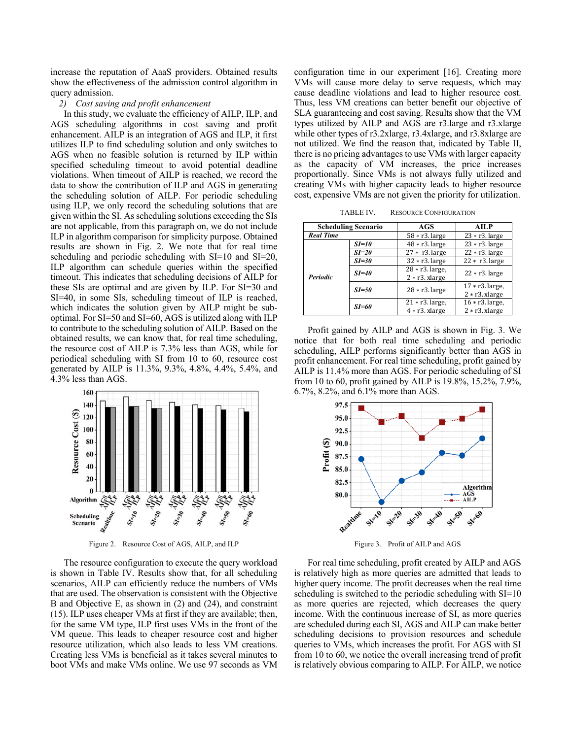increase the reputation of AaaS providers. Obtained results show the effectiveness of the admission control algorithm in query admission.

*2) Cost saving and profit enhancement*

In this study, we evaluate the efficiency of AILP, ILP, and AGS scheduling algorithms in cost saving and profit enhancement. AILP is an integration of AGS and ILP, it first utilizes ILP to find scheduling solution and only switches to AGS when no feasible solution is returned by ILP within specified scheduling timeout to avoid potential deadline violations. When timeout of AILP is reached, we record the data to show the contribution of ILP and AGS in generating the scheduling solution of AILP. For periodic scheduling using ILP, we only record the scheduling solutions that are given within the SI. As scheduling solutions exceeding the SIs are not applicable, from this paragraph on, we do not include ILP in algorithm comparison for simplicity purpose. Obtained results are shown in Fig. 2. We note that for real time scheduling and periodic scheduling with SI=10 and SI=20, ILP algorithm can schedule queries within the specified timeout. This indicates that scheduling decisions of AILP for these SIs are optimal and are given by ILP. For SI=30 and SI=40, in some SIs, scheduling timeout of ILP is reached, which indicates the solution given by AILP might be sub-optimal. For SI=50 and SI=60, AGS is utilized along with ILP to contribute to the scheduling solution of AILP. Based on the obtained results, we can know that, for real time scheduling, the resource cost of AILP is 7.3% less than AGS, while for periodical scheduling with SI from 10 to 60, resource cost generated by AILP is 11.3%, 9.3%, 4.8%, 4.4%, 5.4%, and 4.3% less than AGS.

Figure 2. Resource Cost of AGS, AILP, and ILP

The resource configuration to execute the query workload is shown in Table IV. Results show that, for all scheduling scenarios, AILP can efficiently reduce the numbers of VMs that are used. The observation is consistent with the Objective B and Objective E, as shown in (2) and (24), and constraint (15). ILP uses cheaper VMs at first if they are available; then, for the same VM type, ILP first uses VMs in the front of the VM queue. This leads to cheaper resource cost and higher resource utilization, which also leads to less VM creations. Creating less VMs is beneficial as it takes several minutes to boot VMs and make VMs online. We use 97 seconds as VM configuration time in our experiment [16]. Creating more VMs will cause more delay to serve requests, which may cause deadline violations and lead to higher resource cost. Thus, less VM creations can better benefit our objective of SLA guaranteeing and cost saving. Results show that the VM types utilized by AILP and AGS are r3.large and r3.xlarge while other types of r3.2xlarge, r3.4xlarge, and r3.8xlarge are not utilized. We find the reason that, indicated by Table II, there is no pricing advantages to use VMs with larger capacity as the capacity of VM increases, the price increases proportionally. Since VMs is not always fully utilized and creating VMs with higher capacity leads to higher resource cost, expensive VMs are not given the priority for utilization.

TABLE IV. RESOURCE CONFIGURATION

| Scheduling Scenario | | AGS | AILP |
|---|---|---|---|
| ***Real Time*** | | 58 * r3.large | 23 * r3. large |
| ***Periodic*** | ***SI=10*** | 48 * r3.large | 23 * r3. large |
| | ***SI=20*** | 27 * r3.large | 22 * r3. large |
| | ***SI=30*** | 32 * r3.large | 22 * r3.large |
| | ***SI=40*** | 28 * r3.large, 2 * r3. xlarge | 22 * r3. large |
| | ***SI=50*** | 28 * r3.large | 17 * r3.large, 2 * r3.xlarge |
| | ***SI=60*** | 21 * r3.large, 4 * r3. xlarge | 16 * r3.large, 2 * r3.xlarge |

Profit gained by AILP and AGS is shown in Fig. 3. We notice that for both real time scheduling and periodic scheduling, AILP performs significantly better than AGS in profit enhancement. For real time scheduling, profit gained by AILP is 11.4% more than AGS. For periodic scheduling of SI from 10 to 60, profit gained by AILP is 19.8%, 15.2%, 7.9%, 6.7%, 8.2%, and 6.1% more than AGS.

Figure 3. Profit of AILP and AGS

For real time scheduling, profit created by AILP and AGS is relatively high as more queries are admitted that leads to higher query income. The profit decreases when the real time scheduling is switched to the periodic scheduling with SI=10 as more queries are rejected, which decreases the query income. With the continuous increase of SI, as more queries are scheduled during each SI, AGS and AILP can make better scheduling decisions to provision resources and schedule queries to VMs, which increases the profit. For AGS with SI from 10 to 60, we notice the overall increasing trend of profit is relatively obvious comparing to AILP. For AILP, we notice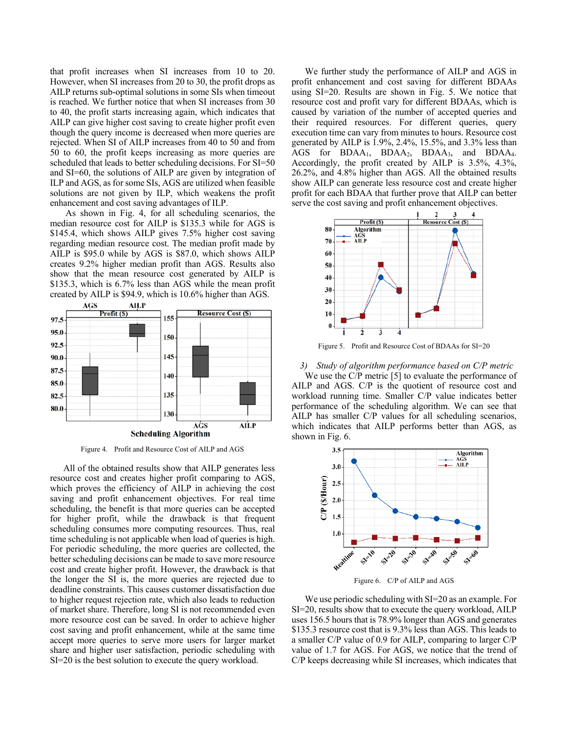that profit increases when SI increases from 10 to 20. However, when SI increases from 20 to 30, the profit drops as AILP returns sub-optimal solutions in some SIs when timeout is reached. We further notice that when SI increases from 30 to 40, the profit starts increasing again, which indicates that AILP can give higher cost saving to create higher profit even though the query income is decreased when more queries are rejected. When SI of AILP increases from 40 to 50 and from 50 to 60, the profit keeps increasing as more queries are scheduled that leads to better scheduling decisions. For SI=50 and SI=60, the solutions of AILP are given by integration of ILP and AGS, as for some SIs, AGS are utilized when feasible solutions are not given by ILP, which weakens the profit enhancement and cost saving advantages of ILP.

As shown in Fig. 4, for all scheduling scenarios, the median resource cost for AILP is \$135.3 while for AGS is \$145.4, which shows AILP gives 7.5% higher cost saving regarding median resource cost. The median profit made by AILP is \$95.0 while by AGS is \$87.0, which shows AILP creates 9.2% higher median profit than AGS. Results also show that the mean resource cost generated by AILP is \$135.3, which is 6.7% less than AGS while the mean profit created by AILP is \$94.9, which is 10.6% higher than AGS.

Figure 4. Profit and Resource Cost of AILP and AGS

All of the obtained results show that AILP generates less resource cost and creates higher profit comparing to AGS, which proves the efficiency of AILP in achieving the cost saving and profit enhancement objectives. For real time scheduling, the benefit is that more queries can be accepted for higher profit, while the drawback is that frequent scheduling consumes more computing resources. Thus, real time scheduling is not applicable when load of queries is high. For periodic scheduling, the more queries are collected, the better scheduling decisions can be made to save more resource cost and create higher profit. However, the drawback is that the longer the SI is, the more queries are rejected due to deadline constraints. This causes customer dissatisfaction due to higher request rejection rate, which also leads to reduction of market share. Therefore, long SI is not recommended even more resource cost can be saved. In order to achieve higher cost saving and profit enhancement, while at the same time accept more queries to serve more users for larger market share and higher user satisfaction, periodic scheduling with SI=20 is the best solution to execute the query workload.

We further study the performance of AILP and AGS in profit enhancement and cost saving for different BDAAs using SI=20. Results are shown in Fig. 5. We notice that resource cost and profit vary for different BDAAs, which is caused by variation of the number of accepted queries and their required resources. For different queries, query execution time can vary from minutes to hours. Resource cost generated by AILP is 1.9%, 2.4%, 15.5%, and 3.3% less than AGS for $BDAA_1$, $BDAA_2$, $BDAA_3$, and $BDAA_4$. Accordingly, the profit created by AILP is 3.5%, 4.3%, 26.2%, and 4.8% higher than AGS. All the obtained results show AILP can generate less resource cost and create higher profit for each BDAA that further prove that AILP can better serve the cost saving and profit enhancement objectives.

Figure 5. Profit and Resource Cost of BDAAs for SI=20

### 3) *Study of algorithm performance based on C/P metric*

We use the C/P metric [5] to evaluate the performance of AILP and AGS. C/P is the quotient of resource cost and workload running time. Smaller C/P value indicates better performance of the scheduling algorithm. We can see that AILP has smaller C/P values for all scheduling scenarios, which indicates that AILP performs better than AGS, as shown in Fig. 6.

Figure 6. C/P of AILP and AGS

We use periodic scheduling with SI=20 as an example. For SI=20, results show that to execute the query workload, AILP uses 156.5 hours that is 78.9% longer than AGS and generates \$135.3 resource cost that is 9.3% less than AGS. This leads to a smaller C/P value of 0.9 for AILP, comparing to larger C/P value of 1.7 for AGS. For AGS, we notice that the trend of C/P keeps decreasing while SI increases, which indicates that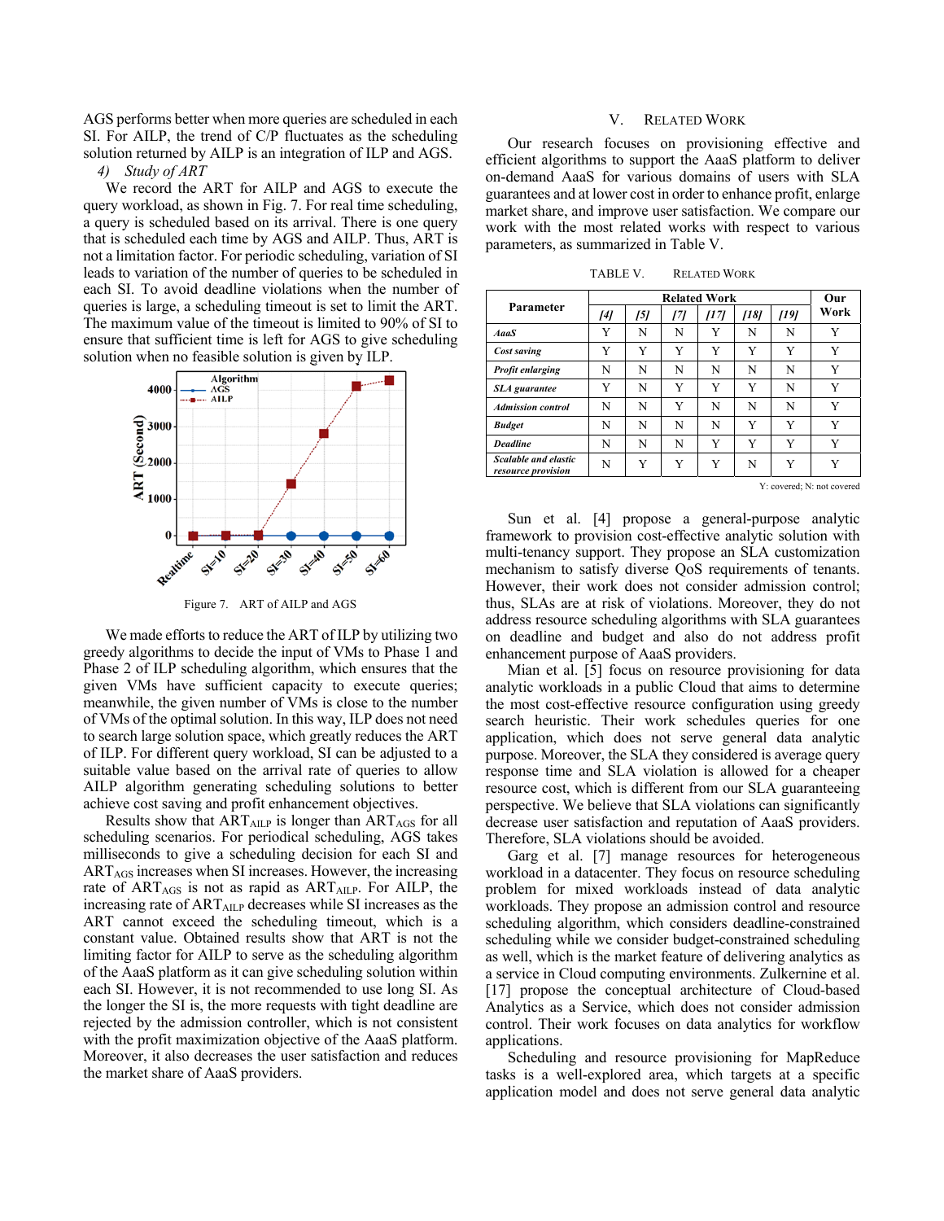AGS performs better when more queries are scheduled in each SI. For AILP, the trend of C/P fluctuates as the scheduling solution returned by AILP is an integration of ILP and AGS.

*4) Study of ART*

We record the ART for AILP and AGS to execute the query workload, as shown in Fig. 7. For real time scheduling, a query is scheduled based on its arrival. There is one query that is scheduled each time by AGS and AILP. Thus, ART is not a limitation factor. For periodic scheduling, variation of SI leads to variation of the number of queries to be scheduled in each SI. To avoid deadline violations when the number of queries is large, a scheduling timeout is set to limit the ART. The maximum value of the timeout is limited to 90% of SI to ensure that sufficient time is left for AGS to give scheduling solution when no feasible solution is given by ILP.

Figure 7. ART of AILP and AGS

We made efforts to reduce the ART of ILP by utilizing two greedy algorithms to decide the input of VMs to Phase 1 and Phase 2 of ILP scheduling algorithm, which ensures that the given VMs have sufficient capacity to execute queries; meanwhile, the given number of VMs is close to the number of VMs of the optimal solution. In this way, ILP does not need to search large solution space, which greatly reduces the ART of ILP. For different query workload, SI can be adjusted to a suitable value based on the arrival rate of queries to allow AILP algorithm generating scheduling solutions to better achieve cost saving and profit enhancement objectives.

Results show that $ART_{AILP}$ is longer than $ART_{AGS}$ for all scheduling scenarios. For periodical scheduling, AGS takes milliseconds to give a scheduling decision for each SI and $ART_{AGS}$ increases when SI increases. However, the increasing rate of $ART_{AGS}$ is not as rapid as $ART_{AILP}$. For AILP, the increasing rate of $ART_{AILP}$ decreases while SI increases as the ART cannot exceed the scheduling timeout, which is a constant value. Obtained results show that ART is not the limiting factor for AILP to serve as the scheduling algorithm of the AaaS platform as it can give scheduling solution within each SI. However, it is not recommended to use long SI. As the longer the SI is, the more requests with tight deadline are rejected by the admission controller, which is not consistent with the profit maximization objective of the AaaS platform. Moreover, it also decreases the user satisfaction and reduces the market share of AaaS providers.

# V. Related Work

Our research focuses on provisioning effective and efficient algorithms to support the AaaS platform to deliver on-demand AaaS for various domains of users with SLA guarantees and at lower cost in order to enhance profit, enlarge market share, and improve user satisfaction. We compare our work with the most related works with respect to various parameters, as summarized in Table V.

TABLE V. Related Work

| Parameter | Related Work | | | | | | Our Work |
|---|---|---|---|---|---|---|---|
| | *[4]* | *[5]* | *[7]* | *[17]* | *[18]* | *[19]* | |
| ***AaaS*** | Y | N | N | Y | N | N | Y |
| ***Cost saving*** | Y | Y | Y | Y | Y | Y | Y |
| ***Profit enlarging*** | N | N | N | N | N | N | Y |
| ***SLA guarantee*** | Y | N | Y | Y | Y | N | Y |
| ***Admission control*** | N | N | Y | N | N | N | Y |
| ***Budget*** | N | N | N | N | Y | Y | Y |
| ***Deadline*** | N | N | N | Y | Y | Y | Y |
| ***Scalable and elastic resource provision*** | N | Y | Y | Y | N | Y | Y |

Y: covered; N: not covered

Sun et al. [4] propose a general-purpose analytic framework to provision cost-effective analytic solution with multi-tenancy support. They propose an SLA customization mechanism to satisfy diverse QoS requirements of tenants. However, their work does not consider admission control; thus, SLAs are at risk of violations. Moreover, they do not address resource scheduling algorithms with SLA guarantees on deadline and budget and also do not address profit enhancement purpose of AaaS providers.

Mian et al. [5] focus on resource provisioning for data analytic workloads in a public Cloud that aims to determine the most cost-effective resource configuration using greedy search heuristic. Their work schedules queries for one application, which does not serve general data analytic purpose. Moreover, the SLA they considered is average query response time and SLA violation is allowed for a cheaper resource cost, which is different from our SLA guaranteeing perspective. We believe that SLA violations can significantly decrease user satisfaction and reputation of AaaS providers. Therefore, SLA violations should be avoided.

Garg et al. [7] manage resources for heterogeneous workload in a datacenter. They focus on resource scheduling problem for mixed workloads instead of data analytic workloads. They propose an admission control and resource scheduling algorithm, which considers deadline-constrained scheduling while we consider budget-constrained scheduling as well, which is the market feature of delivering analytics as a service in Cloud computing environments. Zulkernine et al. [17] propose the conceptual architecture of Cloud-based Analytics as a Service, which does not consider admission control. Their work focuses on data analytics for workflow applications.

Scheduling and resource provisioning for MapReduce tasks is a well-explored area, which targets at a specific application model and does not serve general data analytic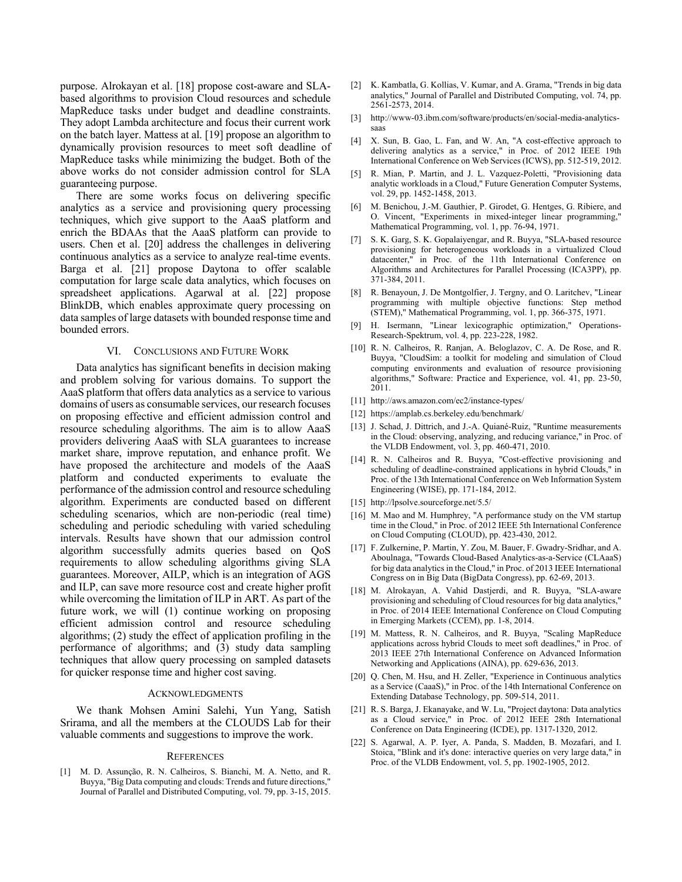purpose. Alrokayan et al. [18] propose cost-aware and SLA-based algorithms to provision Cloud resources and schedule MapReduce tasks under budget and deadline constraints. They adopt Lambda architecture and focus their current work on the batch layer. Mattess at al. [19] propose an algorithm to dynamically provision resources to meet soft deadline of MapReduce tasks while minimizing the budget. Both of the above works do not consider admission control for SLA guaranteeing purpose.

There are some works focus on delivering specific analytics as a service and provisioning query processing techniques, which give support to the AaaS platform and enrich the BDAAs that the AaaS platform can provide to users. Chen et al. [20] address the challenges in delivering continuous analytics as a service to analyze real-time events. Barga et al. [21] propose Daytona to offer scalable computation for large scale data analytics, which focuses on spreadsheet applications. Agarwal at al. [22] propose BlinkDB, which enables approximate query processing on data samples of large datasets with bounded response time and bounded errors.

## VI. Conclusions and Future Work

Data analytics has significant benefits in decision making and problem solving for various domains. To support the AaaS platform that offers data analytics as a service to various domains of users as consumable services, our research focuses on proposing effective and efficient admission control and resource scheduling algorithms. The aim is to allow AaaS providers delivering AaaS with SLA guarantees to increase market share, improve reputation, and enhance profit. We have proposed the architecture and models of the AaaS platform and conducted experiments to evaluate the performance of the admission control and resource scheduling algorithm. Experiments are conducted based on different scheduling scenarios, which are non-periodic (real time) scheduling and periodic scheduling with varied scheduling intervals. Results have shown that our admission control algorithm successfully admits queries based on QoS requirements to allow scheduling algorithms giving SLA guarantees. Moreover, AILP, which is an integration of AGS and ILP, can save more resource cost and create higher profit while overcoming the limitation of ILP in ART. As part of the future work, we will (1) continue working on proposing efficient admission control and resource scheduling algorithms; (2) study the effect of application profiling in the performance of algorithms; and (3) study data sampling techniques that allow query processing on sampled datasets for quicker response time and higher cost saving.

## Acknowledgments

We thank Mohsen Amini Salehi, Yun Yang, Satish Srirama, and all the members at the CLOUDS Lab for their valuable comments and suggestions to improve the work.

## References

[1] M. D. Assunção, R. N. Calheiros, S. Bianchi, M. A. Netto, and R. Buyya, "Big Data computing and clouds: Trends and future directions," Journal of Parallel and Distributed Computing, vol. 79, pp. 3-15, 2015.

[2] K. Kambatla, G. Kollias, V. Kumar, and A. Grama, "Trends in big data analytics," Journal of Parallel and Distributed Computing, vol. 74, pp. 2561-2573, 2014.

[3] http://www-03.ibm.com/software/products/en/social-media-analytics-saas

[4] X. Sun, B. Gao, L. Fan, and W. An, "A cost-effective approach to delivering analytics as a service," in Proc. of 2012 IEEE 19th International Conference on Web Services (ICWS), pp. 512-519, 2012.

[5] R. Mian, P. Martin, and J. L. Vazquez-Poletti, "Provisioning data analytic workloads in a Cloud," Future Generation Computer Systems, vol. 29, pp. 1452-1458, 2013.

[6] M. Benichou, J.-M. Gauthier, P. Girodet, G. Hentges, G. Ribiere, and O. Vincent, "Experiments in mixed-integer linear programming," Mathematical Programming, vol. 1, pp. 76-94, 1971.

[7] S. K. Garg, S. K. Gopalaiyengar, and R. Buyya, "SLA-based resource provisioning for heterogeneous workloads in a virtualized Cloud datacenter," in Proc. of the 11th International Conference on Algorithms and Architectures for Parallel Processing (ICA3PP), pp. 371-384, 2011.

[8] R. Benayoun, J. De Montgolfier, J. Tergny, and O. Laritchev, "Linear programming with multiple objective functions: Step method (STEM)," Mathematical Programming, vol. 1, pp. 366-375, 1971.

[9] H. Isermann, "Linear lexicographic optimization," Operations-Research-Spektrum, vol. 4, pp. 223-228, 1982.

[10] R. N. Calheiros, R. Ranjan, A. Beloglazov, C. A. De Rose, and R. Buyya, "CloudSim: a toolkit for modeling and simulation of Cloud computing environments and evaluation of resource provisioning algorithms," Software: Practice and Experience, vol. 41, pp. 23-50, 2011.

[11] http://aws.amazon.com/ec2/instance-types/

[12] https://amplab.cs.berkeley.edu/benchmark/

[13] J. Schad, J. Dittrich, and J.-A. Quiané-Ruiz, "Runtime measurements in the Cloud: observing, analyzing, and reducing variance," in Proc. of the VLDB Endowment, vol. 3, pp. 460-471, 2010.

[14] R. N. Calheiros and R. Buyya, "Cost-effective provisioning and scheduling of deadline-constrained applications in hybrid Clouds," in Proc. of the 13th International Conference on Web Information System Engineering (WISE), pp. 171-184, 2012.

[15] http://lpsolve.sourceforge.net/5.5/

[16] M. Mao and M. Humphrey, "A performance study on the VM startup time in the Cloud," in Proc. of 2012 IEEE 5th International Conference on Cloud Computing (CLOUD), pp. 423-430, 2012.

[17] F. Zulkernine, P. Martin, Y. Zou, M. Bauer, F. Gwadry-Sridhar, and A. Aboulnaga, "Towards Cloud-Based Analytics-as-a-Service (CLAaaS) for big data analytics in the Cloud," in Proc. of 2013 IEEE International Congress on in Big Data (BigData Congress), pp. 62-69, 2013.

[18] M. Alrokayan, A. Vahid Dastjerdi, and R. Buyya, "SLA-aware provisioning and scheduling of Cloud resources for big data analytics," in Proc. of 2014 IEEE International Conference on Cloud Computing in Emerging Markets (CCEM), pp. 1-8, 2014.

[19] M. Mattess, R. N. Calheiros, and R. Buyya, "Scaling MapReduce applications across hybrid Clouds to meet soft deadlines," in Proc. of 2013 IEEE 27th International Conference on Advanced Information Networking and Applications (AINA), pp. 629-636, 2013.

[20] Q. Chen, M. Hsu, and H. Zeller, "Experience in Continuous analytics as a Service (CaaaS)," in Proc. of the 14th International Conference on Extending Database Technology, pp. 509-514, 2011.

[21] R. S. Barga, J. Ekanayake, and W. Lu, "Project daytona: Data analytics as a Cloud service," in Proc. of 2012 IEEE 28th International Conference on Data Engineering (ICDE), pp. 1317-1320, 2012.

[22] S. Agarwal, A. P. Iyer, A. Panda, S. Madden, B. Mozafari, and I. Stoica, "Blink and it's done: interactive queries on very large data," in Proc. of the VLDB Endowment, vol. 5, pp. 1902-1905, 2012.